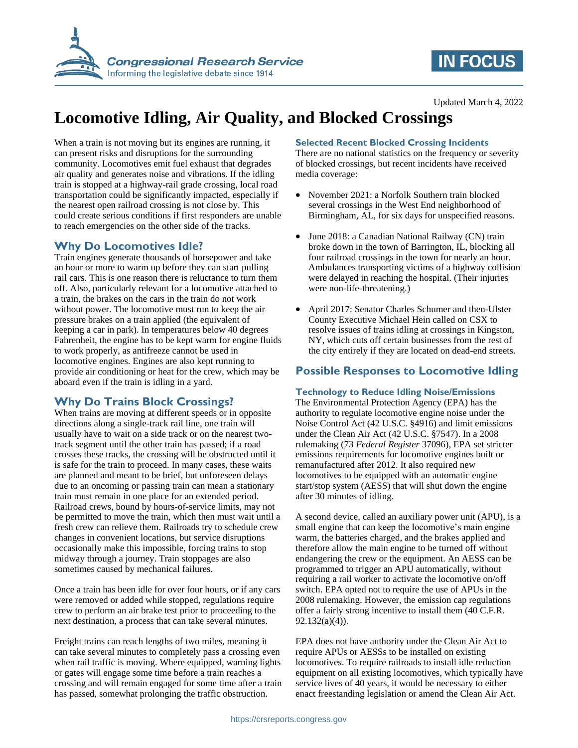Updated March 4, 2022

# Locomotive Idling, Air Quality, and Blocked Crossings

When a train is not moving but its engines are running, it can present risks and disruptions for the surrounding community. Locomotives emit fuel exhaust that degrades air quality and generates noise and vibrations. If the idling train is stopped at a highway-rail grade crossing, local road transportation could be significantly impacted, especially if the nearest open railroad crossing is not close by. This could create serious conditions if first responders are unable to reach emergencies on the other side of the tracks.

## Why Do Locomotives Idle?

Train engines generate thousands of horsepower and take an hour or more to warm up before they can start pulling rail cars. This is one reason there is reluctance to turn them off. Also, particularly relevant for a locomotive attached to a train, the brakes on the cars in the train do not work without power. The locomotive must run to keep the air pressure brakes on a train applied (the equivalent of keeping a car in park). In temperatures below 40 degrees Fahrenheit, the engine has to be kept warm for engine fluids to work properly, as antifreeze cannot be used in locomotive engines. Engines are also kept running to provide air conditioning or heat for the crew, which may be aboard even if the train is idling in a yard.

## Why Do Trains Block Crossings?

When trains are moving at different speeds or in opposite directions along a single-track rail line, one train will usually have to wait on a side track or on the nearest two-track segment until the other train has passed; if a road crosses these tracks, the crossing will be obstructed until it is safe for the train to proceed. In many cases, these waits are planned and meant to be brief, but unforeseen delays due to an oncoming or passing train can mean a stationary train must remain in one place for an extended period. Railroad crews, bound by hours-of-service limits, may not be permitted to move the train, which then must wait until a fresh crew can relieve them. Railroads try to schedule crew changes in convenient locations, but service disruptions occasionally make this impossible, forcing trains to stop midway through a journey. Train stoppages are also sometimes caused by mechanical failures.

Once a train has been idle for over four hours, or if any cars were removed or added while stopped, regulations require crew to perform an air brake test prior to proceeding to the next destination, a process that can take several minutes.

Freight trains can reach lengths of two miles, meaning it can take several minutes to completely pass a crossing even when rail traffic is moving. Where equipped, warning lights or gates will engage some time before a train reaches a crossing and will remain engaged for some time after a train has passed, somewhat prolonging the traffic obstruction.

### Selected Recent Blocked Crossing Incidents

There are no national statistics on the frequency or severity of blocked crossings, but recent incidents have received media coverage:

- November 2021: a Norfolk Southern train blocked several crossings in the West End neighborhood of Birmingham, AL, for six days for unspecified reasons.
- June 2018: a Canadian National Railway (CN) train broke down in the town of Barrington, IL, blocking all four railroad crossings in the town for nearly an hour. Ambulances transporting victims of a highway collision were delayed in reaching the hospital. (Their injuries were non-life-threatening.)
- April 2017: Senator Charles Schumer and then-Ulster County Executive Michael Hein called on CSX to resolve issues of trains idling at crossings in Kingston, NY, which cuts off certain businesses from the rest of the city entirely if they are located on dead-end streets.

## Possible Responses to Locomotive Idling

### Technology to Reduce Idling Noise/Emissions

The Environmental Protection Agency (EPA) has the authority to regulate locomotive engine noise under the Noise Control Act (42 U.S.C. §4916) and limit emissions under the Clean Air Act (42 U.S.C. §7547). In a 2008 rulemaking (73 *Federal Register* 37096), EPA set stricter emissions requirements for locomotive engines built or remanufactured after 2012. It also required new locomotives to be equipped with an automatic engine start/stop system (AESS) that will shut down the engine after 30 minutes of idling.

A second device, called an auxiliary power unit (APU), is a small engine that can keep the locomotive's main engine warm, the batteries charged, and the brakes applied and therefore allow the main engine to be turned off without endangering the crew or the equipment. An AESS can be programmed to trigger an APU automatically, without requiring a rail worker to activate the locomotive on/off switch. EPA opted not to require the use of APUs in the 2008 rulemaking. However, the emission cap regulations offer a fairly strong incentive to install them (40 C.F.R. 92.132(a)(4)).

EPA does not have authority under the Clean Air Act to require APUs or AESSs to be installed on existing locomotives. To require railroads to install idle reduction equipment on all existing locomotives, which typically have service lives of 40 years, it would be necessary to either enact freestanding legislation or amend the Clean Air Act.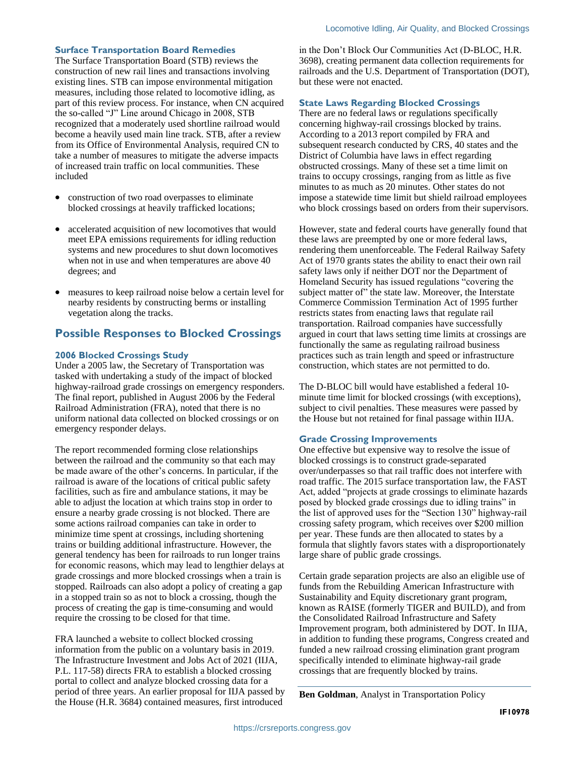### Surface Transportation Board Remedies

The Surface Transportation Board (STB) reviews the construction of new rail lines and transactions involving existing lines. STB can impose environmental mitigation measures, including those related to locomotive idling, as part of this review process. For instance, when CN acquired the so-called "J" Line around Chicago in 2008, STB recognized that a moderately used shortline railroad would become a heavily used main line track. STB, after a review from its Office of Environmental Analysis, required CN to take a number of measures to mitigate the adverse impacts of increased train traffic on local communities. These included

- construction of two road overpasses to eliminate blocked crossings at heavily trafficked locations;
- accelerated acquisition of new locomotives that would meet EPA emissions requirements for idling reduction systems and new procedures to shut down locomotives when not in use and when temperatures are above 40 degrees; and
- measures to keep railroad noise below a certain level for nearby residents by constructing berms or installing vegetation along the tracks.

## Possible Responses to Blocked Crossings

### 2006 Blocked Crossings Study

Under a 2005 law, the Secretary of Transportation was tasked with undertaking a study of the impact of blocked highway-railroad grade crossings on emergency responders. The final report, published in August 2006 by the Federal Railroad Administration (FRA), noted that there is no uniform national data collected on blocked crossings or on emergency responder delays.

The report recommended forming close relationships between the railroad and the community so that each may be made aware of the other's concerns. In particular, if the railroad is aware of the locations of critical public safety facilities, such as fire and ambulance stations, it may be able to adjust the location at which trains stop in order to ensure a nearby grade crossing is not blocked. There are some actions railroad companies can take in order to minimize time spent at crossings, including shortening trains or building additional infrastructure. However, the general tendency has been for railroads to run longer trains for economic reasons, which may lead to lengthier delays at grade crossings and more blocked crossings when a train is stopped. Railroads can also adopt a policy of creating a gap in a stopped train so as not to block a crossing, though the process of creating the gap is time-consuming and would require the crossing to be closed for that time.

FRA launched a website to collect blocked crossing information from the public on a voluntary basis in 2019. The Infrastructure Investment and Jobs Act of 2021 (IIJA, P.L. 117-58) directs FRA to establish a blocked crossing portal to collect and analyze blocked crossing data for a period of three years. An earlier proposal for IIJA passed by the House (H.R. 3684) contained measures, first introduced in the Don't Block Our Communities Act (D-BLOC, H.R. 3698), creating permanent data collection requirements for railroads and the U.S. Department of Transportation (DOT), but these were not enacted.

### State Laws Regarding Blocked Crossings

There are no federal laws or regulations specifically concerning highway-rail crossings blocked by trains. According to a 2013 report compiled by FRA and subsequent research conducted by CRS, 40 states and the District of Columbia have laws in effect regarding obstructed crossings. Many of these set a time limit on trains to occupy crossings, ranging from as little as five minutes to as much as 20 minutes. Other states do not impose a statewide time limit but shield railroad employees who block crossings based on orders from their supervisors.

However, state and federal courts have generally found that these laws are preempted by one or more federal laws, rendering them unenforceable. The Federal Railway Safety Act of 1970 grants states the ability to enact their own rail safety laws only if neither DOT nor the Department of Homeland Security has issued regulations "covering the subject matter of" the state law. Moreover, the Interstate Commerce Commission Termination Act of 1995 further restricts states from enacting laws that regulate rail transportation. Railroad companies have successfully argued in court that laws setting time limits at crossings are functionally the same as regulating railroad business practices such as train length and speed or infrastructure construction, which states are not permitted to do.

The D-BLOC bill would have established a federal 10-minute time limit for blocked crossings (with exceptions), subject to civil penalties. These measures were passed by the House but not retained for final passage within IIJA.

### Grade Crossing Improvements

One effective but expensive way to resolve the issue of blocked crossings is to construct grade-separated over/underpasses so that rail traffic does not interfere with road traffic. The 2015 surface transportation law, the FAST Act, added "projects at grade crossings to eliminate hazards posed by blocked grade crossings due to idling trains" in the list of approved uses for the "Section 130" highway-rail crossing safety program, which receives over $200 million per year. These funds are then allocated to states by a formula that slightly favors states with a disproportionately large share of public grade crossings.

Certain grade separation projects are also an eligible use of funds from the Rebuilding American Infrastructure with Sustainability and Equity discretionary grant program, known as RAISE (formerly TIGER and BUILD), and from the Consolidated Railroad Infrastructure and Safety Improvement program, both administered by DOT. In IIJA, in addition to funding these programs, Congress created and funded a new railroad crossing elimination grant program specifically intended to eliminate highway-rail grade crossings that are frequently blocked by trains.

**Ben Goldman**, Analyst in Transportation Policy

IF10978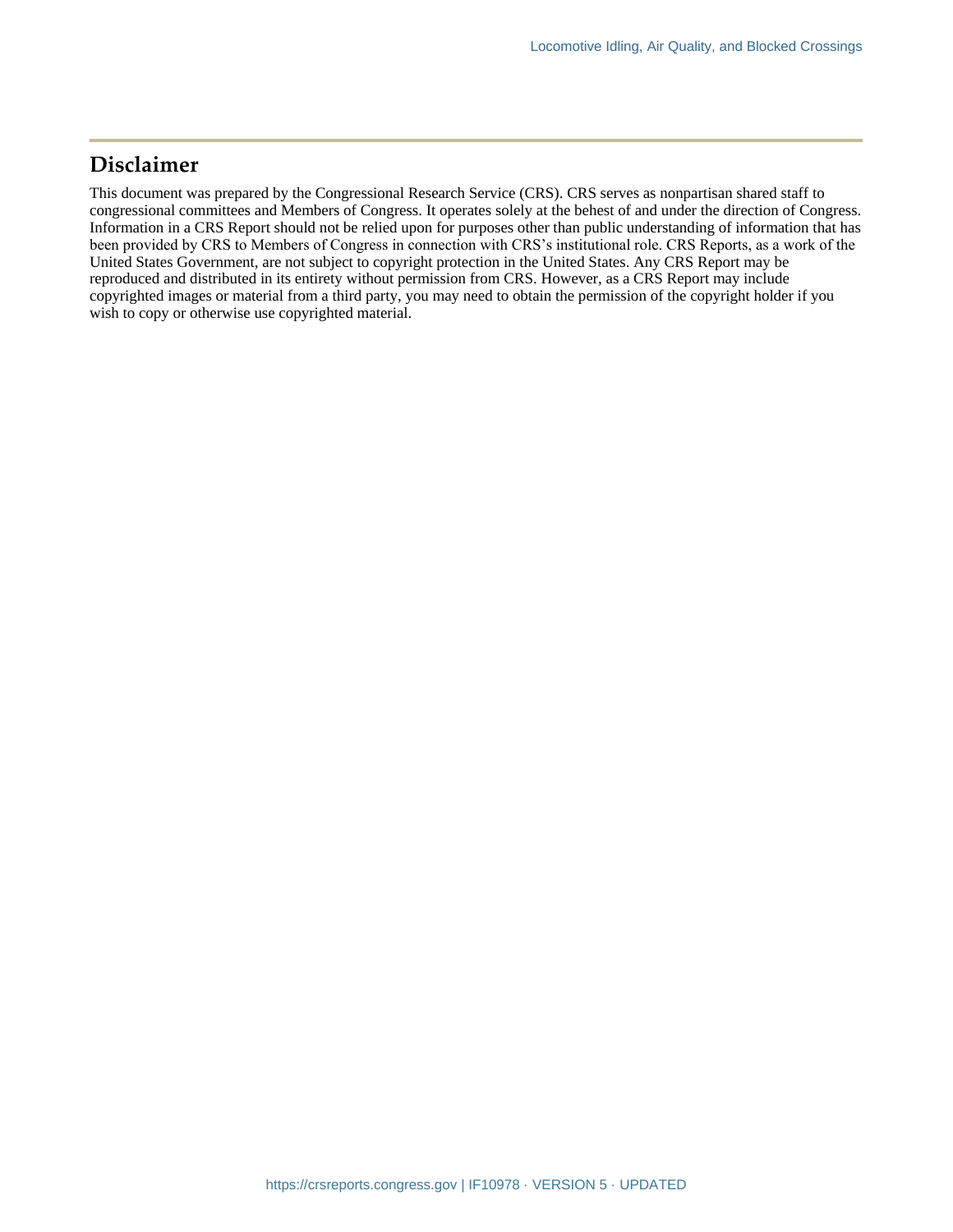## Disclaimer

This document was prepared by the Congressional Research Service (CRS). CRS serves as nonpartisan shared staff to congressional committees and Members of Congress. It operates solely at the behest of and under the direction of Congress. Information in a CRS Report should not be relied upon for purposes other than public understanding of information that has been provided by CRS to Members of Congress in connection with CRS's institutional role. CRS Reports, as a work of the United States Government, are not subject to copyright protection in the United States. Any CRS Report may be reproduced and distributed in its entirety without permission from CRS. However, as a CRS Report may include copyrighted images or material from a third party, you may need to obtain the permission of the copyright holder if you wish to copy or otherwise use copyrighted material.